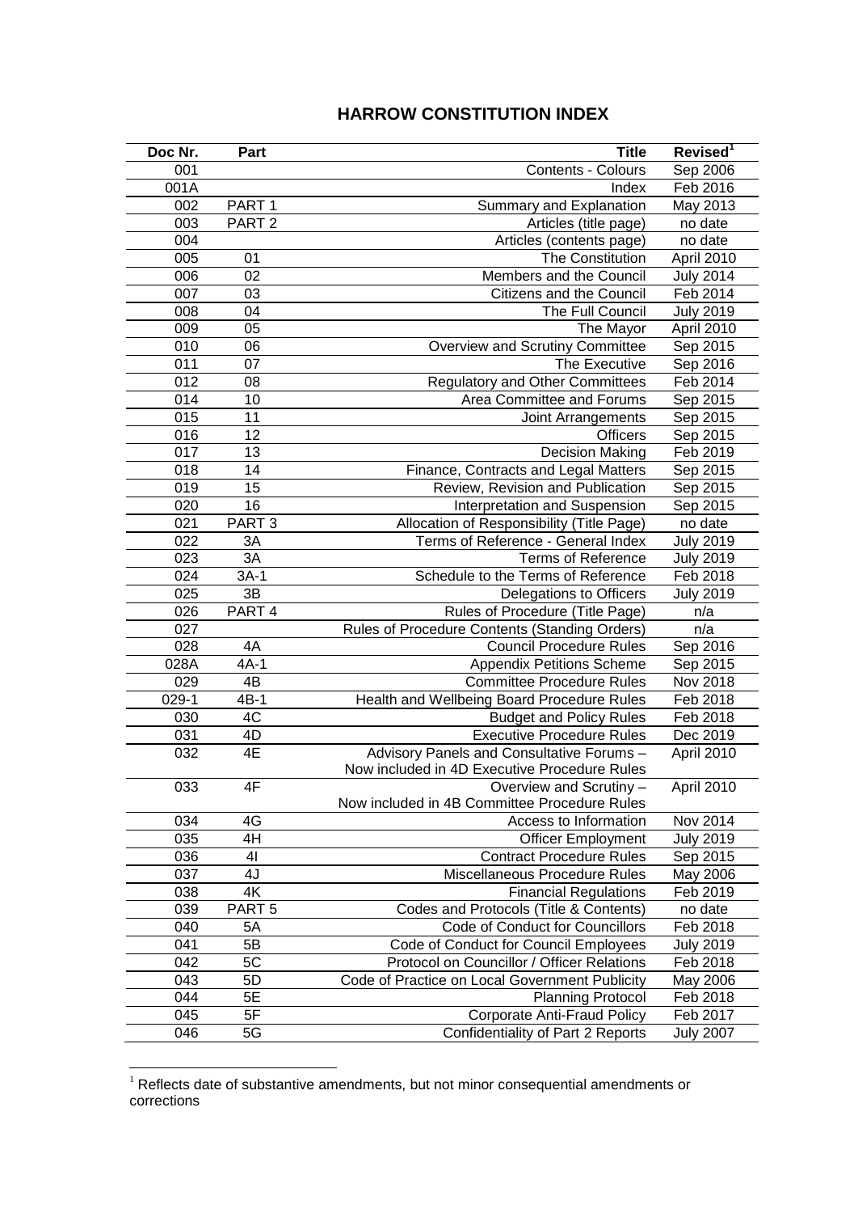# HARROW CONSTITUTION INDEX

| Doc Nr. | Part | Title | Revised[1] |
|---|---|---|---|
| 001 | | Contents - Colours | Sep 2006 |
| 001A | | Index | Feb 2016 |
| 002 | PART 1 | Summary and Explanation | May 2013 |
| 003 | PART 2 | Articles (title page) | no date |
| 004 | | Articles (contents page) | no date |
| 005 | 01 | The Constitution | April 2010 |
| 006 | 02 | Members and the Council | July 2014 |
| 007 | 03 | Citizens and the Council | Feb 2014 |
| 008 | 04 | The Full Council | July 2019 |
| 009 | 05 | The Mayor | April 2010 |
| 010 | 06 | Overview and Scrutiny Committee | Sep 2015 |
| 011 | 07 | The Executive | Sep 2016 |
| 012 | 08 | Regulatory and Other Committees | Feb 2014 |
| 014 | 10 | Area Committee and Forums | Sep 2015 |
| 015 | 11 | Joint Arrangements | Sep 2015 |
| 016 | 12 | Officers | Sep 2015 |
| 017 | 13 | Decision Making | Feb 2019 |
| 018 | 14 | Finance, Contracts and Legal Matters | Sep 2015 |
| 019 | 15 | Review, Revision and Publication | Sep 2015 |
| 020 | 16 | Interpretation and Suspension | Sep 2015 |
| 021 | PART 3 | Allocation of Responsibility (Title Page) | no date |
| 022 | 3A | Terms of Reference - General Index | July 2019 |
| 023 | 3A | Terms of Reference | July 2019 |
| 024 | 3A-1 | Schedule to the Terms of Reference | Feb 2018 |
| 025 | 3B | Delegations to Officers | July 2019 |
| 026 | PART 4 | Rules of Procedure (Title Page) | n/a |
| 027 | | Rules of Procedure Contents (Standing Orders) | n/a |
| 028 | 4A | Council Procedure Rules | Sep 2016 |
| 028A | 4A-1 | Appendix Petitions Scheme | Sep 2015 |
| 029 | 4B | Committee Procedure Rules | Nov 2018 |
| 029-1 | 4B-1 | Health and Wellbeing Board Procedure Rules | Feb 2018 |
| 030 | 4C | Budget and Policy Rules | Feb 2018 |
| 031 | 4D | Executive Procedure Rules | Dec 2019 |
| 032 | 4E | Advisory Panels and Consultative Forums – Now included in 4D Executive Procedure Rules | April 2010 |
| 033 | 4F | Overview and Scrutiny – Now included in 4B Committee Procedure Rules | April 2010 |
| 034 | 4G | Access to Information | Nov 2014 |
| 035 | 4H | Officer Employment | July 2019 |
| 036 | 4I | Contract Procedure Rules | Sep 2015 |
| 037 | 4J | Miscellaneous Procedure Rules | May 2006 |
| 038 | 4K | Financial Regulations | Feb 2019 |
| 039 | PART 5 | Codes and Protocols (Title & Contents) | no date |
| 040 | 5A | Code of Conduct for Councillors | Feb 2018 |
| 041 | 5B | Code of Conduct for Council Employees | July 2019 |
| 042 | 5C | Protocol on Councillor / Officer Relations | Feb 2018 |
| 043 | 5D | Code of Practice on Local Government Publicity | May 2006 |
| 044 | 5E | Planning Protocol | Feb 2018 |
| 045 | 5F | Corporate Anti-Fraud Policy | Feb 2017 |
| 046 | 5G | Confidentiality of Part 2 Reports | July 2007 |

[1] Reflects date of substantive amendments, but not minor consequential amendments or corrections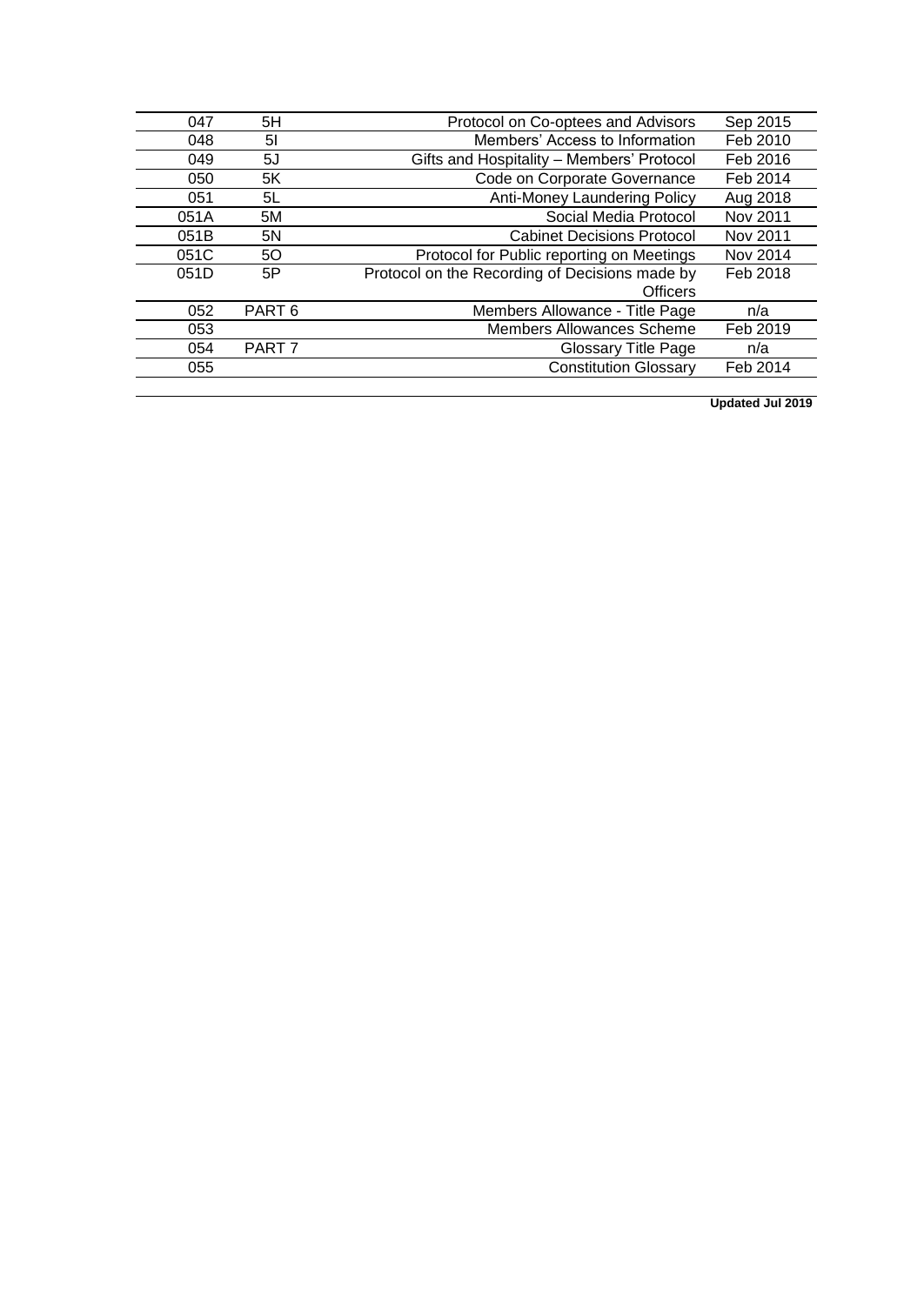| | | | |
|---|---|---|---|
| 047 | 5H | Protocol on Co-optees and Advisors | Sep 2015 |
| 048 | 5I | Members' Access to Information | Feb 2010 |
| 049 | 5J | Gifts and Hospitality – Members' Protocol | Feb 2016 |
| 050 | 5K | Code on Corporate Governance | Feb 2014 |
| 051 | 5L | Anti-Money Laundering Policy | Aug 2018 |
| 051A | 5M | Social Media Protocol | Nov 2011 |
| 051B | 5N | Cabinet Decisions Protocol | Nov 2011 |
| 051C | 5O | Protocol for Public reporting on Meetings | Nov 2014 |
| 051D | 5P | Protocol on the Recording of Decisions made by Officers | Feb 2018 |
| 052 | PART 6 | Members Allowance - Title Page | n/a |
| 053 | | Members Allowances Scheme | Feb 2019 |
| 054 | PART 7 | Glossary Title Page | n/a |
| 055 | | Constitution Glossary | Feb 2014 |

**Updated Jul 2019**